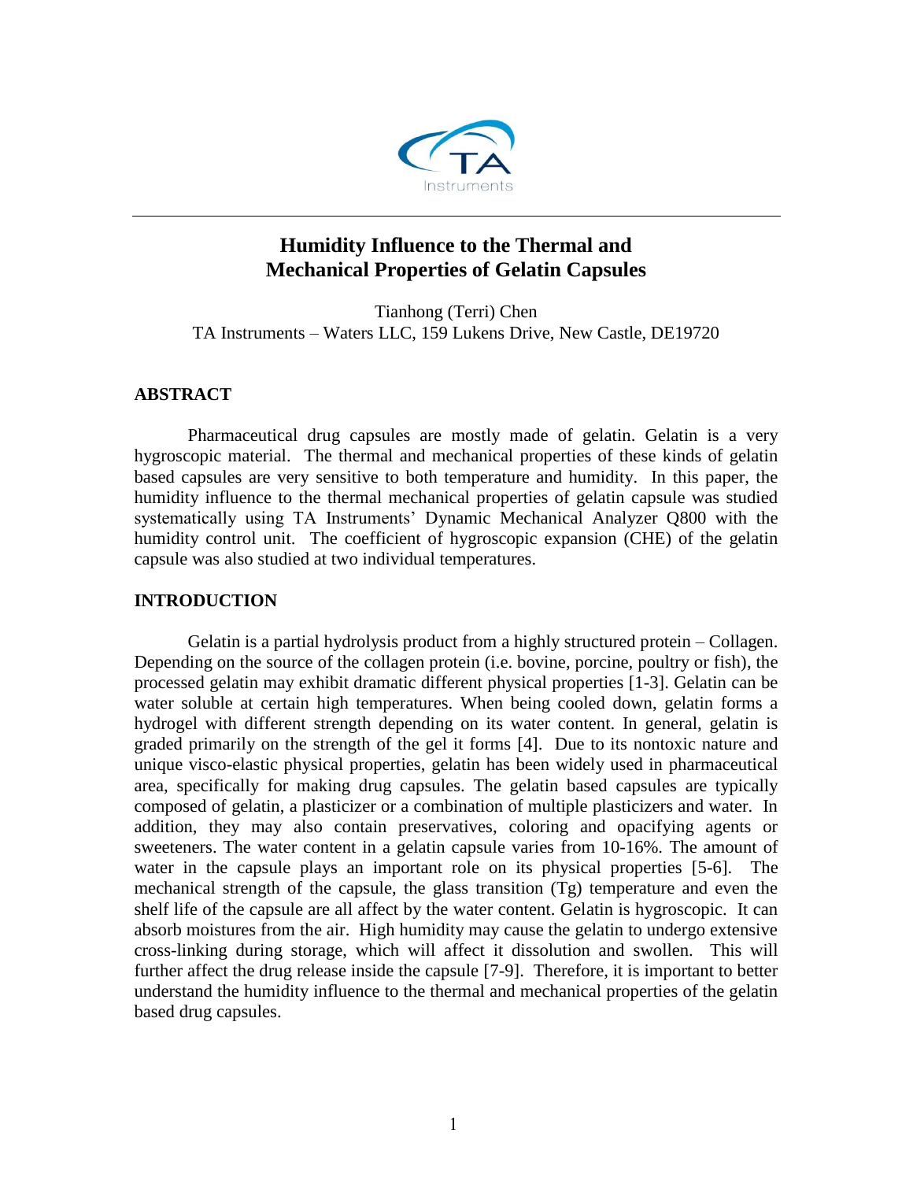# Humidity Influence to the Thermal and Mechanical Properties of Gelatin Capsules

Tianhong (Terri) Chen
TA Instruments – Waters LLC, 159 Lukens Drive, New Castle, DE19720

## ABSTRACT

Pharmaceutical drug capsules are mostly made of gelatin. Gelatin is a very hygroscopic material. The thermal and mechanical properties of these kinds of gelatin based capsules are very sensitive to both temperature and humidity. In this paper, the humidity influence to the thermal mechanical properties of gelatin capsule was studied systematically using TA Instruments' Dynamic Mechanical Analyzer Q800 with the humidity control unit. The coefficient of hygroscopic expansion (CHE) of the gelatin capsule was also studied at two individual temperatures.

## INTRODUCTION

Gelatin is a partial hydrolysis product from a highly structured protein – Collagen. Depending on the source of the collagen protein (i.e. bovine, porcine, poultry or fish), the processed gelatin may exhibit dramatic different physical properties [1-3]. Gelatin can be water soluble at certain high temperatures. When being cooled down, gelatin forms a hydrogel with different strength depending on its water content. In general, gelatin is graded primarily on the strength of the gel it forms [4]. Due to its nontoxic nature and unique visco-elastic physical properties, gelatin has been widely used in pharmaceutical area, specifically for making drug capsules. The gelatin based capsules are typically composed of gelatin, a plasticizer or a combination of multiple plasticizers and water. In addition, they may also contain preservatives, coloring and opacifying agents or sweeteners. The water content in a gelatin capsule varies from 10-16%. The amount of water in the capsule plays an important role on its physical properties [5-6]. The mechanical strength of the capsule, the glass transition (Tg) temperature and even the shelf life of the capsule are all affect by the water content. Gelatin is hygroscopic. It can absorb moistures from the air. High humidity may cause the gelatin to undergo extensive cross-linking during storage, which will affect it dissolution and swollen. This will further affect the drug release inside the capsule [7-9]. Therefore, it is important to better understand the humidity influence to the thermal and mechanical properties of the gelatin based drug capsules.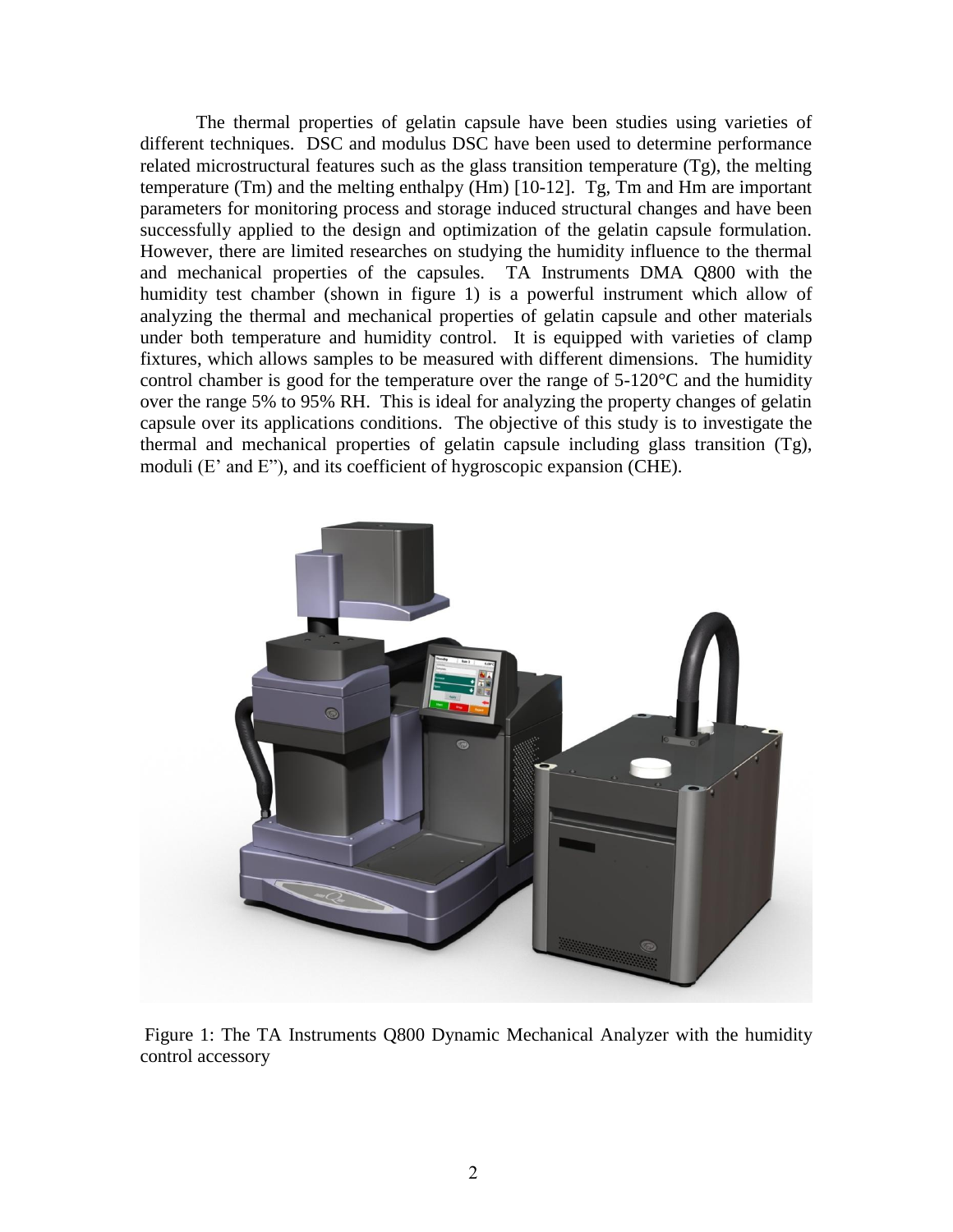The thermal properties of gelatin capsule have been studies using varieties of different techniques. DSC and modulus DSC have been used to determine performance related microstructural features such as the glass transition temperature (Tg), the melting temperature (Tm) and the melting enthalpy (Hm) [10-12]. Tg, Tm and Hm are important parameters for monitoring process and storage induced structural changes and have been successfully applied to the design and optimization of the gelatin capsule formulation. However, there are limited researches on studying the humidity influence to the thermal and mechanical properties of the capsules. TA Instruments DMA Q800 with the humidity test chamber (shown in figure 1) is a powerful instrument which allow of analyzing the thermal and mechanical properties of gelatin capsule and other materials under both temperature and humidity control. It is equipped with varieties of clamp fixtures, which allows samples to be measured with different dimensions. The humidity control chamber is good for the temperature over the range of 5-120°C and the humidity over the range 5% to 95% RH. This is ideal for analyzing the property changes of gelatin capsule over its applications conditions. The objective of this study is to investigate the thermal and mechanical properties of gelatin capsule including glass transition (Tg), moduli (E' and E"), and its coefficient of hygroscopic expansion (CHE).

Figure 1: The TA Instruments Q800 Dynamic Mechanical Analyzer with the humidity control accessory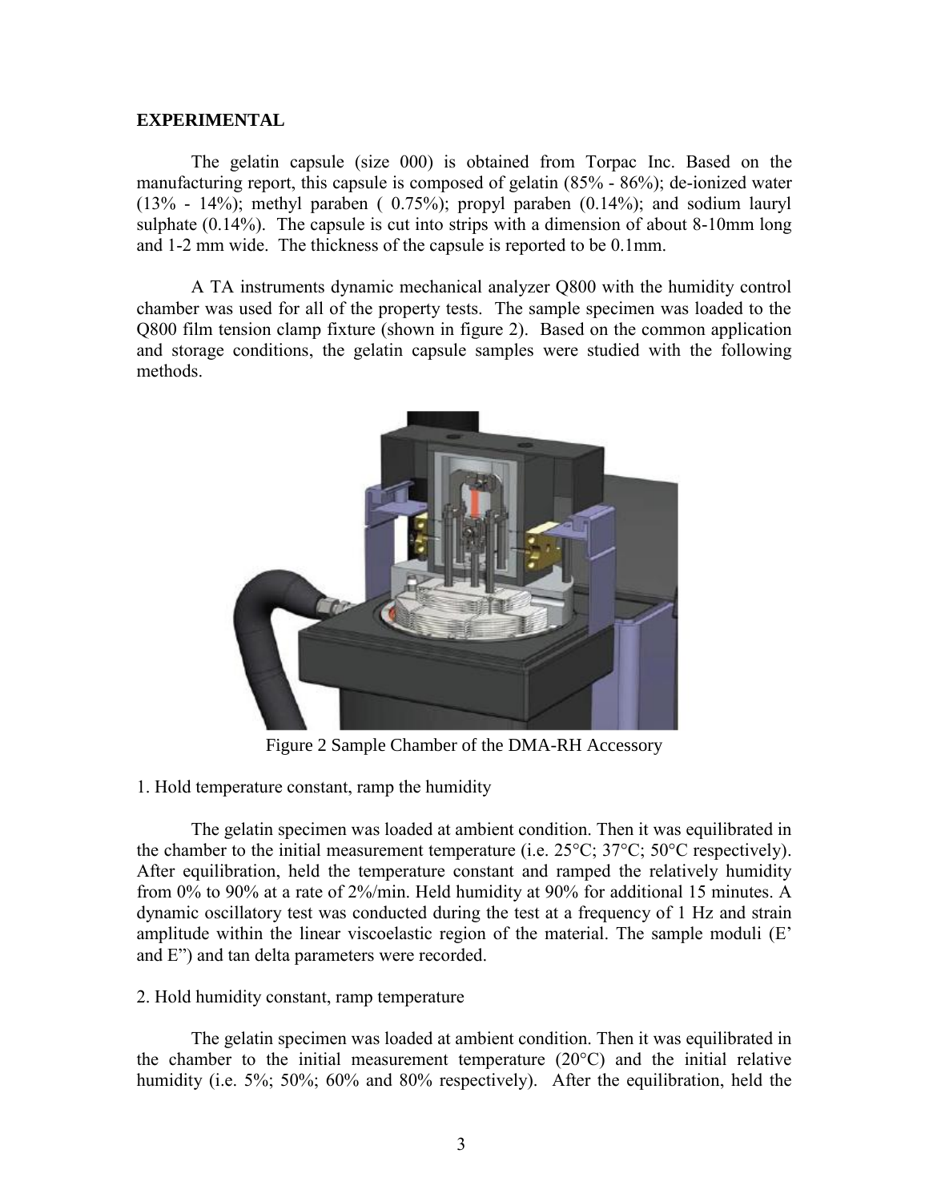**EXPERIMENTAL**

The gelatin capsule (size 000) is obtained from Torpac Inc. Based on the manufacturing report, this capsule is composed of gelatin (85% - 86%); de-ionized water (13% - 14%); methyl paraben ( 0.75%); propyl paraben (0.14%); and sodium lauryl sulphate (0.14%). The capsule is cut into strips with a dimension of about 8-10mm long and 1-2 mm wide. The thickness of the capsule is reported to be 0.1mm.

A TA instruments dynamic mechanical analyzer Q800 with the humidity control chamber was used for all of the property tests. The sample specimen was loaded to the Q800 film tension clamp fixture (shown in figure 2). Based on the common application and storage conditions, the gelatin capsule samples were studied with the following methods.

Figure 2 Sample Chamber of the DMA-RH Accessory

1. Hold temperature constant, ramp the humidity

The gelatin specimen was loaded at ambient condition. Then it was equilibrated in the chamber to the initial measurement temperature (i.e. 25°C; 37°C; 50°C respectively). After equilibration, held the temperature constant and ramped the relatively humidity from 0% to 90% at a rate of 2%/min. Held humidity at 90% for additional 15 minutes. A dynamic oscillatory test was conducted during the test at a frequency of 1 Hz and strain amplitude within the linear viscoelastic region of the material. The sample moduli (E' and E") and tan delta parameters were recorded.

2. Hold humidity constant, ramp temperature

The gelatin specimen was loaded at ambient condition. Then it was equilibrated in the chamber to the initial measurement temperature (20°C) and the initial relative humidity (i.e. 5%; 50%; 60% and 80% respectively). After the equilibration, held the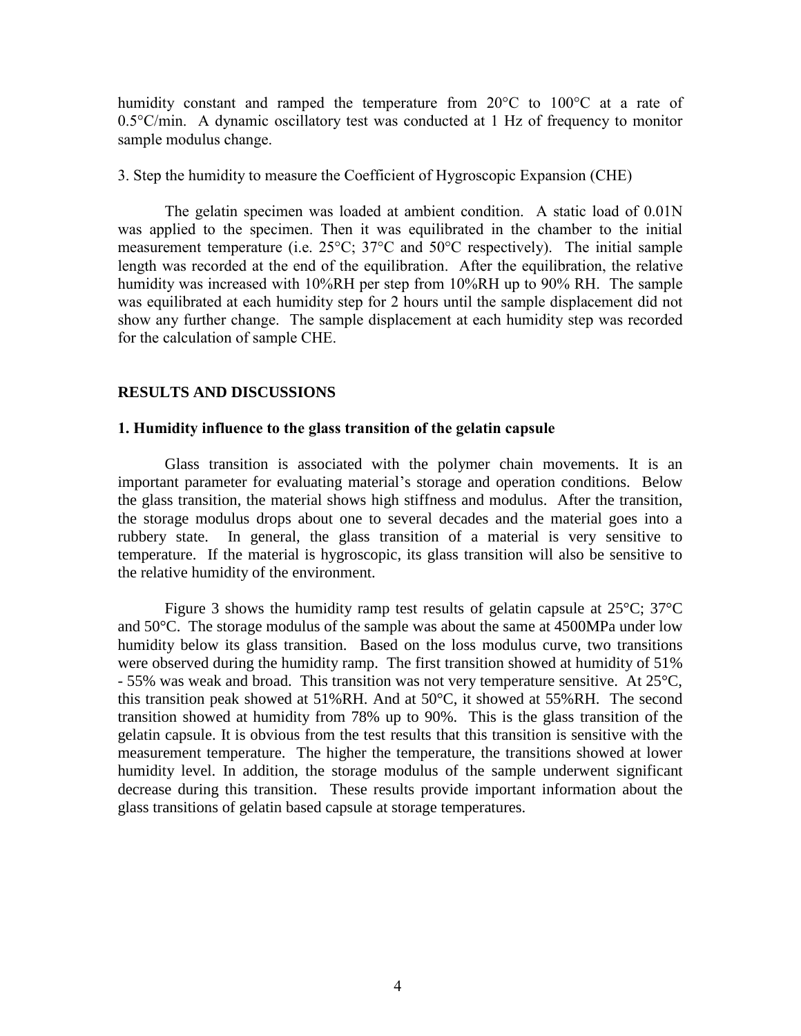humidity constant and ramped the temperature from 20°C to 100°C at a rate of 0.5°C/min. A dynamic oscillatory test was conducted at 1 Hz of frequency to monitor sample modulus change.

3. Step the humidity to measure the Coefficient of Hygroscopic Expansion (CHE)

The gelatin specimen was loaded at ambient condition. A static load of 0.01N was applied to the specimen. Then it was equilibrated in the chamber to the initial measurement temperature (i.e. 25°C; 37°C and 50°C respectively). The initial sample length was recorded at the end of the equilibration. After the equilibration, the relative humidity was increased with 10%RH per step from 10%RH up to 90% RH. The sample was equilibrated at each humidity step for 2 hours until the sample displacement did not show any further change. The sample displacement at each humidity step was recorded for the calculation of sample CHE.

## RESULTS AND DISCUSSIONS

### 1. Humidity influence to the glass transition of the gelatin capsule

Glass transition is associated with the polymer chain movements. It is an important parameter for evaluating material's storage and operation conditions. Below the glass transition, the material shows high stiffness and modulus. After the transition, the storage modulus drops about one to several decades and the material goes into a rubbery state. In general, the glass transition of a material is very sensitive to temperature. If the material is hygroscopic, its glass transition will also be sensitive to the relative humidity of the environment.

Figure 3 shows the humidity ramp test results of gelatin capsule at 25°C; 37°C and 50°C. The storage modulus of the sample was about the same at 4500MPa under low humidity below its glass transition. Based on the loss modulus curve, two transitions were observed during the humidity ramp. The first transition showed at humidity of 51% - 55% was weak and broad. This transition was not very temperature sensitive. At 25°C, this transition peak showed at 51%RH. And at 50°C, it showed at 55%RH. The second transition showed at humidity from 78% up to 90%. This is the glass transition of the gelatin capsule. It is obvious from the test results that this transition is sensitive with the measurement temperature. The higher the temperature, the transitions showed at lower humidity level. In addition, the storage modulus of the sample underwent significant decrease during this transition. These results provide important information about the glass transitions of gelatin based capsule at storage temperatures.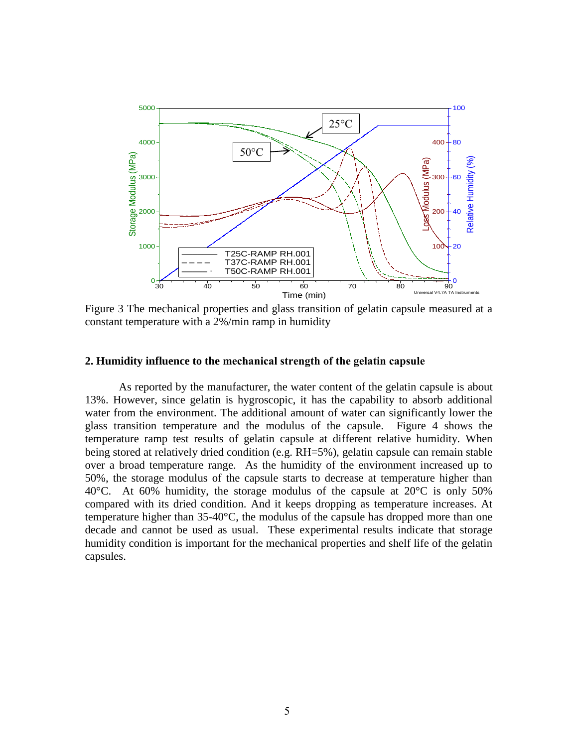Figure 3 The mechanical properties and glass transition of gelatin capsule measured at a constant temperature with a 2%/min ramp in humidity

## 2. Humidity influence to the mechanical strength of the gelatin capsule

As reported by the manufacturer, the water content of the gelatin capsule is about 13%. However, since gelatin is hygroscopic, it has the capability to absorb additional water from the environment. The additional amount of water can significantly lower the glass transition temperature and the modulus of the capsule. Figure 4 shows the temperature ramp test results of gelatin capsule at different relative humidity. When being stored at relatively dried condition (e.g. RH=5%), gelatin capsule can remain stable over a broad temperature range. As the humidity of the environment increased up to 50%, the storage modulus of the capsule starts to decrease at temperature higher than 40°C. At 60% humidity, the storage modulus of the capsule at 20°C is only 50% compared with its dried condition. And it keeps dropping as temperature increases. At temperature higher than 35-40°C, the modulus of the capsule has dropped more than one decade and cannot be used as usual. These experimental results indicate that storage humidity condition is important for the mechanical properties and shelf life of the gelatin capsules.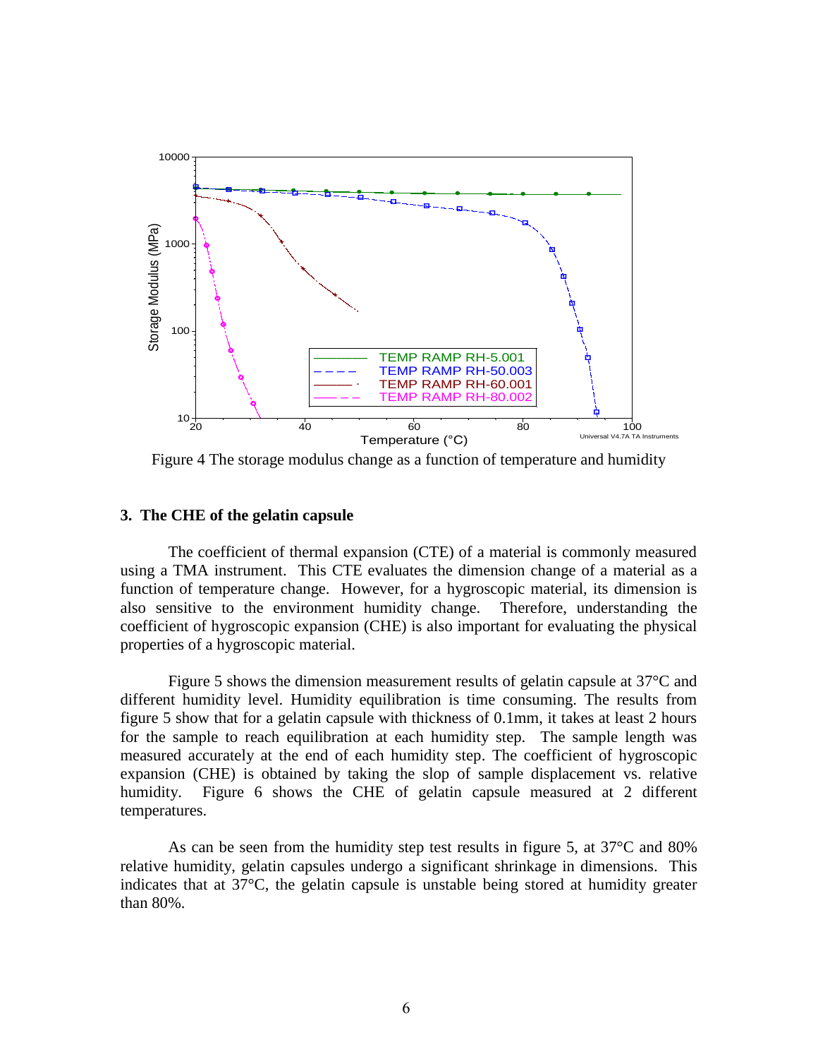Figure 4 The storage modulus change as a function of temperature and humidity

### 3. The CHE of the gelatin capsule

The coefficient of thermal expansion (CTE) of a material is commonly measured using a TMA instrument. This CTE evaluates the dimension change of a material as a function of temperature change. However, for a hygroscopic material, its dimension is also sensitive to the environment humidity change. Therefore, understanding the coefficient of hygroscopic expansion (CHE) is also important for evaluating the physical properties of a hygroscopic material.

Figure 5 shows the dimension measurement results of gelatin capsule at 37°C and different humidity level. Humidity equilibration is time consuming. The results from figure 5 show that for a gelatin capsule with thickness of 0.1mm, it takes at least 2 hours for the sample to reach equilibration at each humidity step. The sample length was measured accurately at the end of each humidity step. The coefficient of hygroscopic expansion (CHE) is obtained by taking the slop of sample displacement vs. relative humidity. Figure 6 shows the CHE of gelatin capsule measured at 2 different temperatures.

As can be seen from the humidity step test results in figure 5, at 37°C and 80% relative humidity, gelatin capsules undergo a significant shrinkage in dimensions. This indicates that at 37°C, the gelatin capsule is unstable being stored at humidity greater than 80%.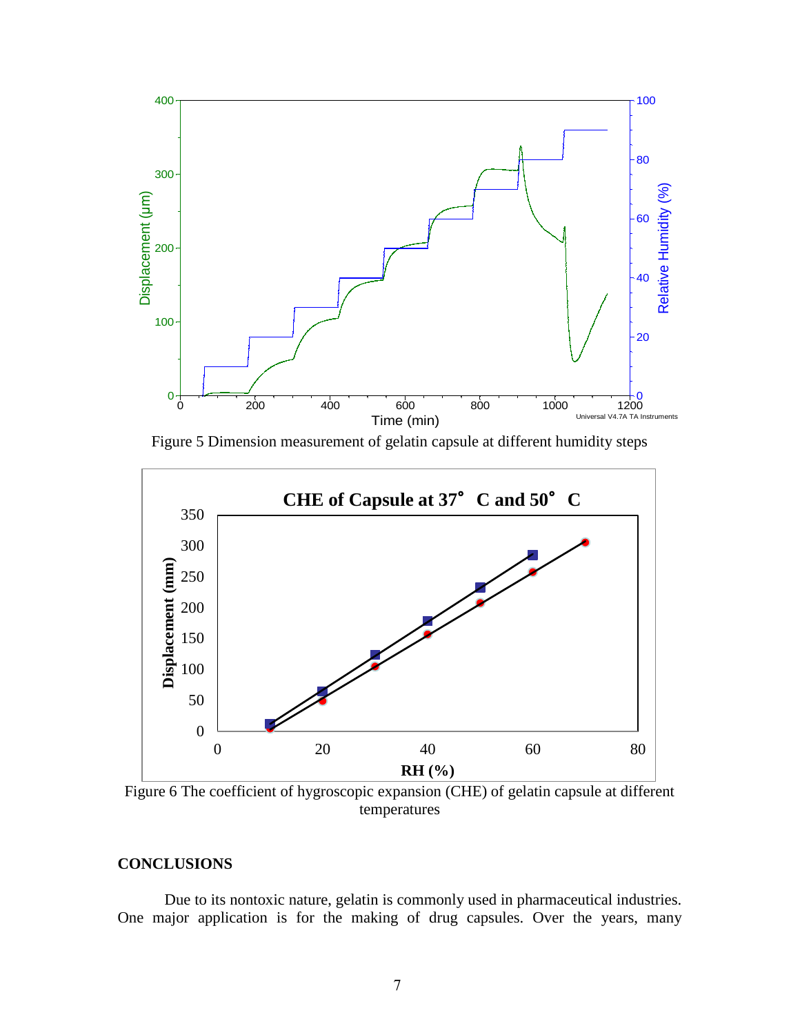Figure 5 Dimension measurement of gelatin capsule at different humidity steps

Figure 6 The coefficient of hygroscopic expansion (CHE) of gelatin capsule at different temperatures

## CONCLUSIONS

Due to its nontoxic nature, gelatin is commonly used in pharmaceutical industries. One major application is for the making of drug capsules. Over the years, many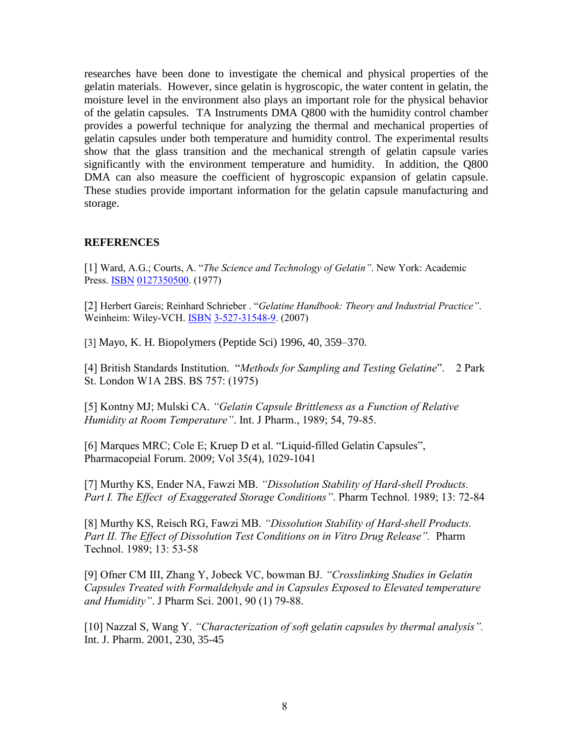researches have been done to investigate the chemical and physical properties of the gelatin materials. However, since gelatin is hygroscopic, the water content in gelatin, the moisture level in the environment also plays an important role for the physical behavior of the gelatin capsules. TA Instruments DMA Q800 with the humidity control chamber provides a powerful technique for analyzing the thermal and mechanical properties of gelatin capsules under both temperature and humidity control. The experimental results show that the glass transition and the mechanical strength of gelatin capsule varies significantly with the environment temperature and humidity. In addition, the Q800 DMA can also measure the coefficient of hygroscopic expansion of gelatin capsule. These studies provide important information for the gelatin capsule manufacturing and storage.

## REFERENCES

[1] Ward, A.G.; Courts, A. "*The Science and Technology of Gelatin"*. New York: Academic Press. ISBN 0127350500. (1977)

[2] Herbert Gareis; Reinhard Schrieber . "*Gelatine Handbook: Theory and Industrial Practice"*. Weinheim: Wiley-VCH. ISBN 3-527-31548-9. (2007)

[3] Mayo, K. H. Biopolymers (Peptide Sci) 1996, 40, 359–370.

[4] British Standards Institution. "*Methods for Sampling and Testing Gelatine*". 2 Park St. London W1A 2BS. BS 757: (1975)

[5] Kontny MJ; Mulski CA. *"Gelatin Capsule Brittleness as a Function of Relative Humidity at Room Temperature"*. Int. J Pharm., 1989; 54, 79-85.

[6] Marques MRC; Cole E; Kruep D et al. "Liquid-filled Gelatin Capsules", Pharmacopeial Forum. 2009; Vol 35(4), 1029-1041

[7] Murthy KS, Ender NA, Fawzi MB. *"Dissolution Stability of Hard-shell Products. Part I. The Effect of Exaggerated Storage Conditions"*. Pharm Technol. 1989; 13: 72-84

[8] Murthy KS, Reisch RG, Fawzi MB. *"Dissolution Stability of Hard-shell Products. Part II. The Effect of Dissolution Test Conditions on in Vitro Drug Release"*. Pharm Technol. 1989; 13: 53-58

[9] Ofner CM III, Zhang Y, Jobeck VC, bowman BJ. *"Crosslinking Studies in Gelatin Capsules Treated with Formaldehyde and in Capsules Exposed to Elevated temperature and Humidity"*. J Pharm Sci. 2001, 90 (1) 79-88.

[10] Nazzal S, Wang Y. *"Characterization of soft gelatin capsules by thermal analysis"*. Int. J. Pharm. 2001, 230, 35-45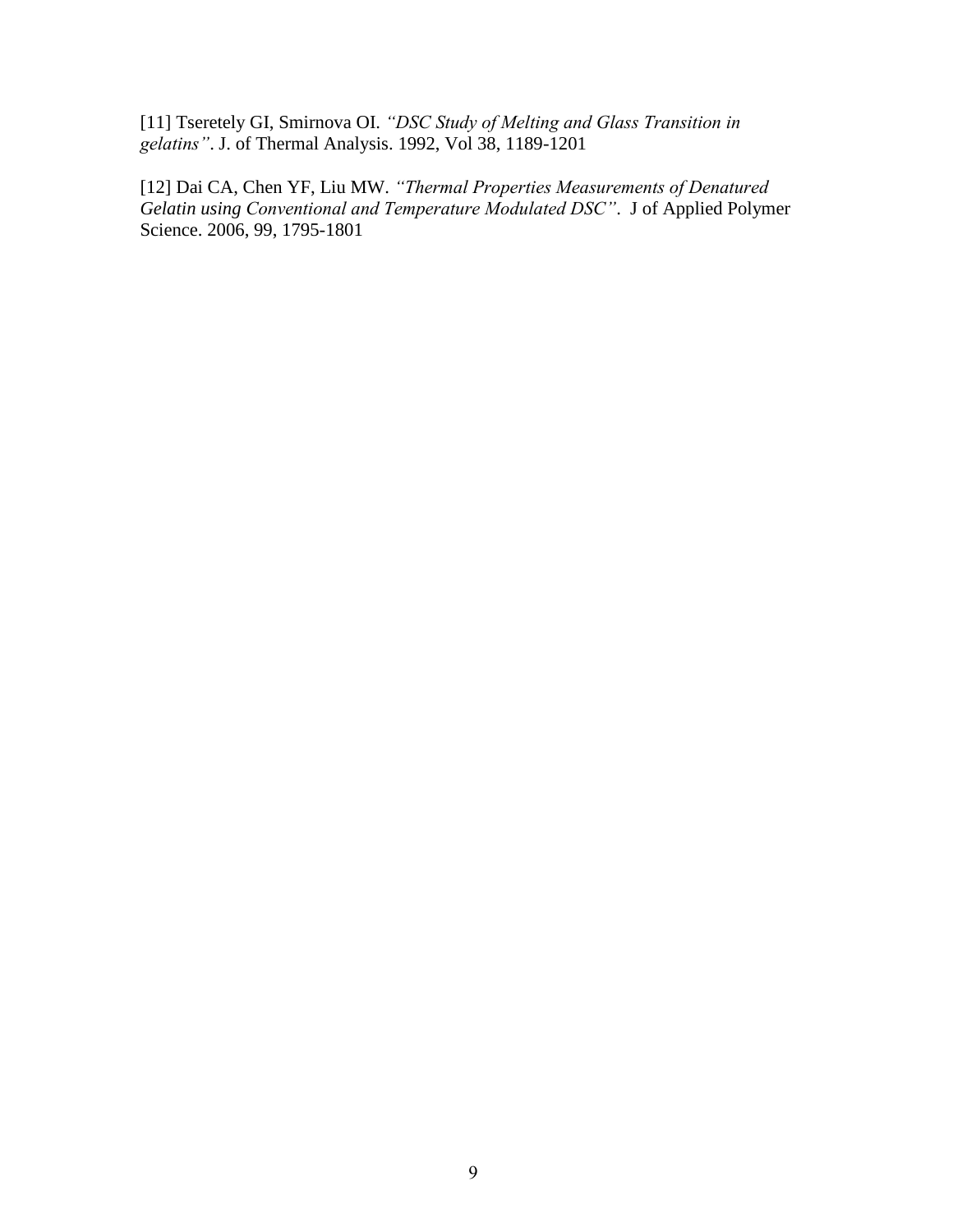[11] Tseretely GI, Smirnova OI. *"DSC Study of Melting and Glass Transition in gelatins"*. J. of Thermal Analysis. 1992, Vol 38, 1189-1201

[12] Dai CA, Chen YF, Liu MW. *"Thermal Properties Measurements of Denatured Gelatin using Conventional and Temperature Modulated DSC"*. J of Applied Polymer Science. 2006, 99, 1795-1801